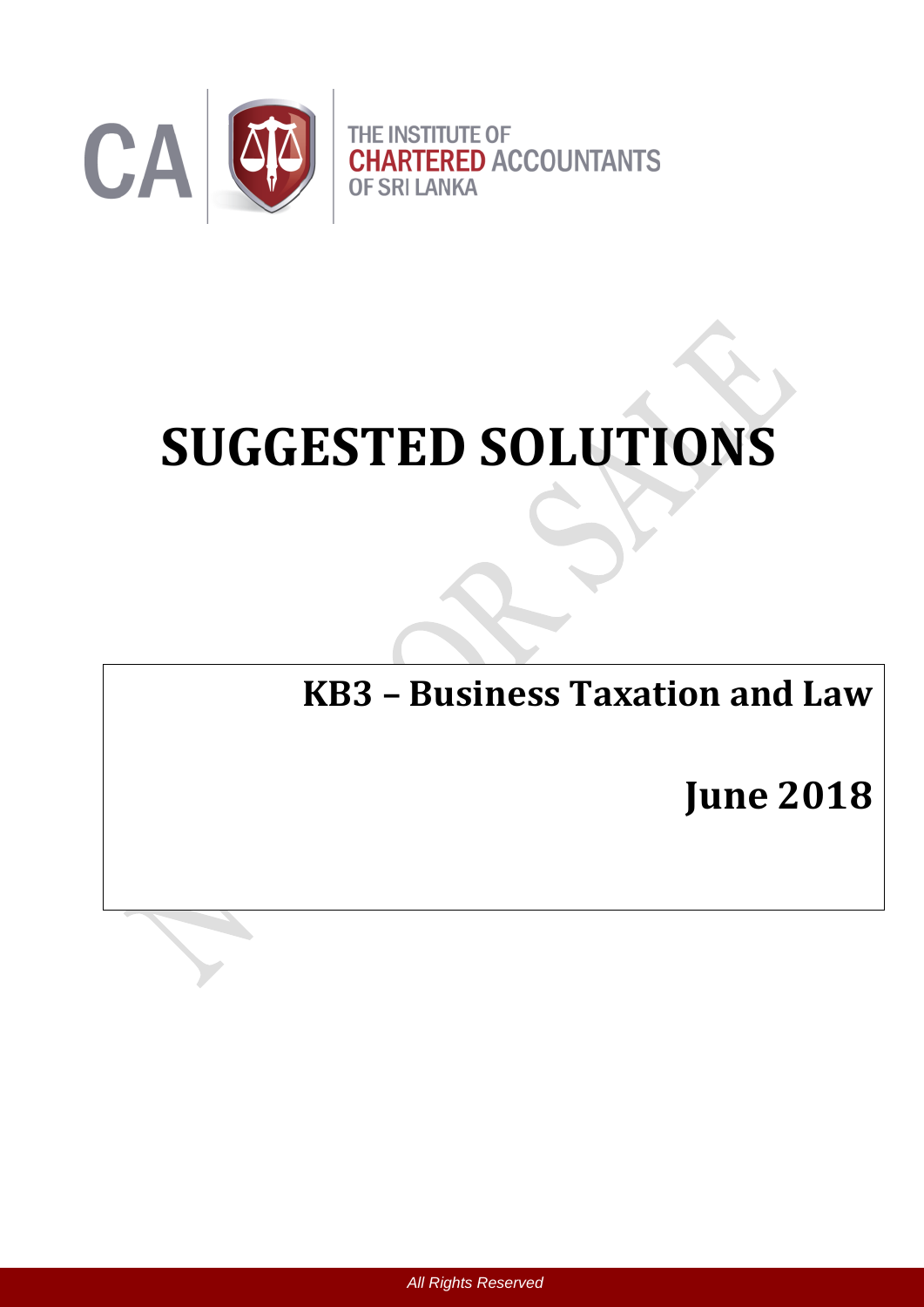CA | THE INSTITUTE OF CHARTERED ACCOUNTANTS OF SRI LANKA

# SUGGESTED SOLUTIONS

## KB3 – Business Taxation and Law

## June 2018

All Rights Reserved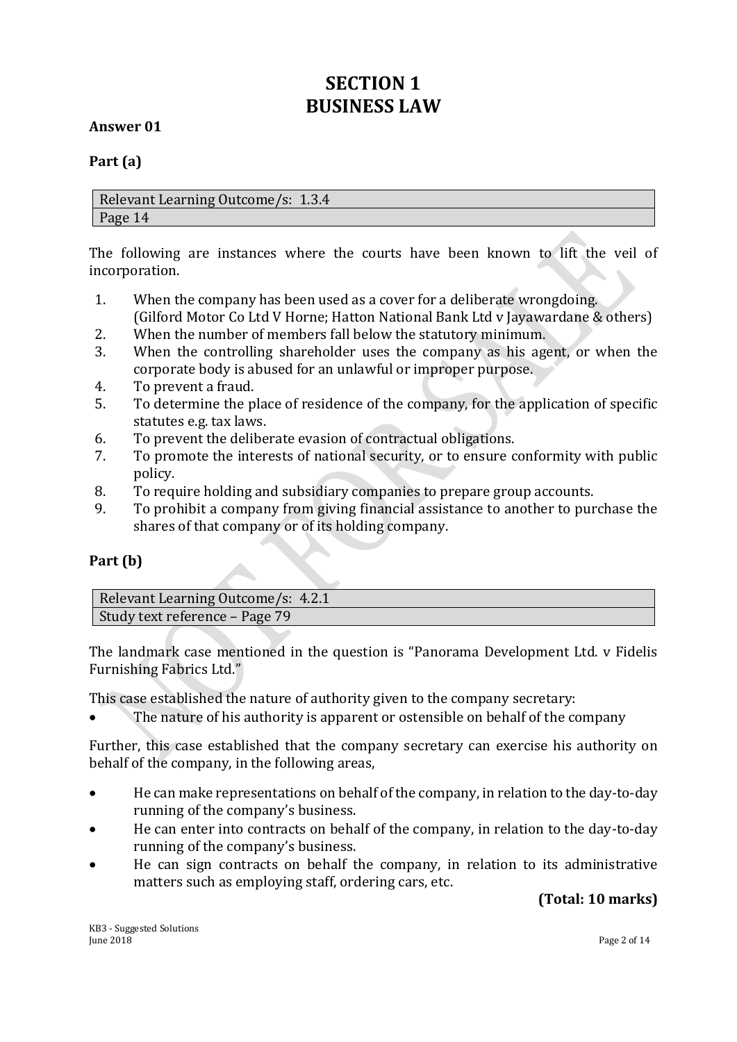# SECTION 1
# BUSINESS LAW

**Answer 01**

**Part (a)**

| Relevant Learning Outcome/s: 1.3.4 |
|---|
| Page 14 |

The following are instances where the courts have been known to lift the veil of incorporation.

1. When the company has been used as a cover for a deliberate wrongdoing. (Gilford Motor Co Ltd V Horne; Hatton National Bank Ltd v Jayawardane & others)
2. When the number of members fall below the statutory minimum.
3. When the controlling shareholder uses the company as his agent, or when the corporate body is abused for an unlawful or improper purpose.
4. To prevent a fraud.
5. To determine the place of residence of the company, for the application of specific statutes e.g. tax laws.
6. To prevent the deliberate evasion of contractual obligations.
7. To promote the interests of national security, or to ensure conformity with public policy.
8. To require holding and subsidiary companies to prepare group accounts.
9. To prohibit a company from giving financial assistance to another to purchase the shares of that company or of its holding company.

**Part (b)**

| Relevant Learning Outcome/s: 4.2.1 |
|---|
| Study text reference – Page 79 |

The landmark case mentioned in the question is "Panorama Development Ltd. v Fidelis Furnishing Fabrics Ltd."

This case established the nature of authority given to the company secretary:

- The nature of his authority is apparent or ostensible on behalf of the company

Further, this case established that the company secretary can exercise his authority on behalf of the company, in the following areas,

- He can make representations on behalf of the company, in relation to the day-to-day running of the company's business.
- He can enter into contracts on behalf of the company, in relation to the day-to-day running of the company's business.
- He can sign contracts on behalf the company, in relation to its administrative matters such as employing staff, ordering cars, etc.

**(Total: 10 marks)**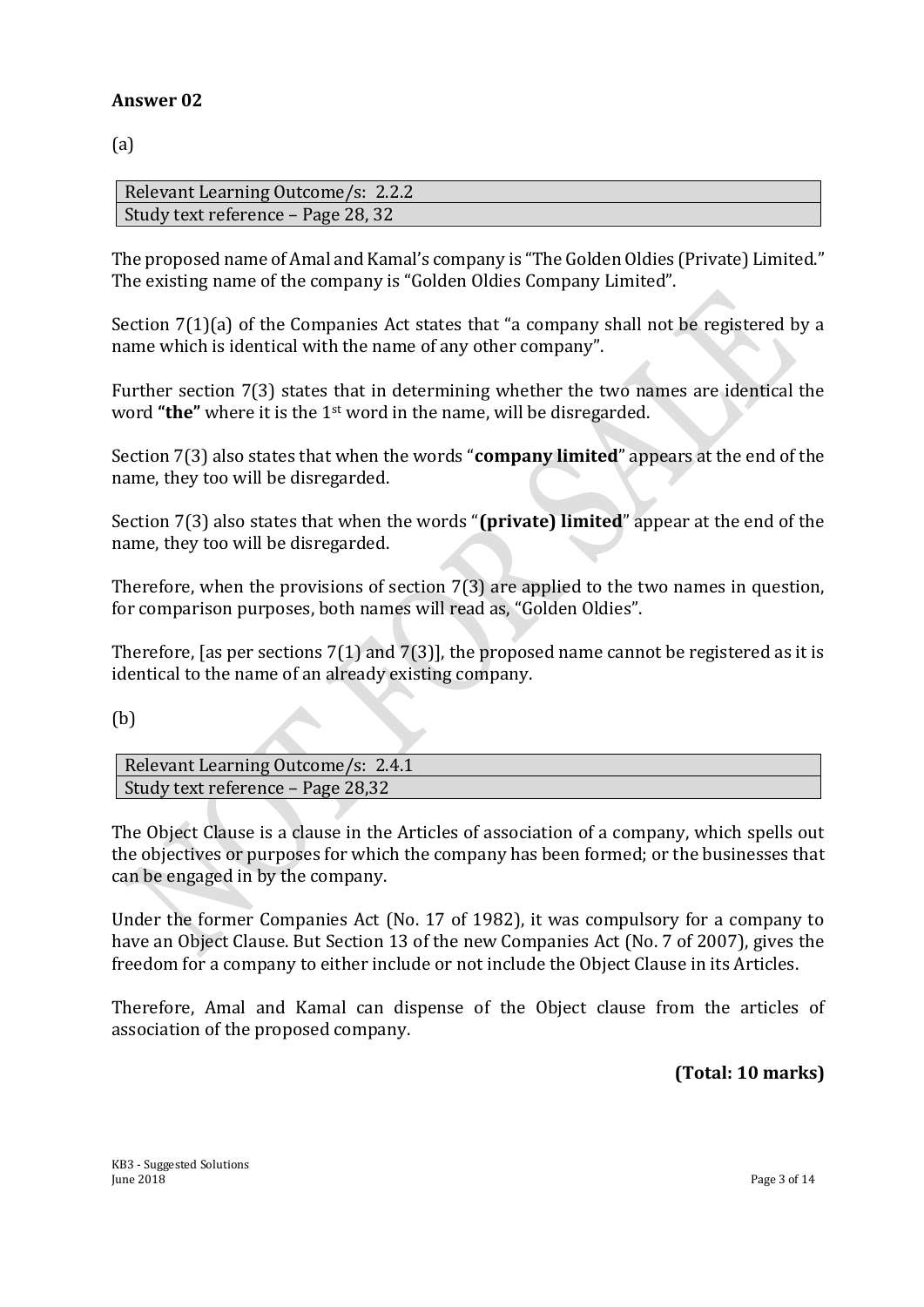**Answer 02**

(a)

| Relevant Learning Outcome/s: 2.2.2 |
| --- |
| Study text reference – Page 28, 32 |

The proposed name of Amal and Kamal's company is "The Golden Oldies (Private) Limited." The existing name of the company is "Golden Oldies Company Limited".

Section 7(1)(a) of the Companies Act states that "a company shall not be registered by a name which is identical with the name of any other company".

Further section 7(3) states that in determining whether the two names are identical the word **"the"** where it is the 1st word in the name, will be disregarded.

Section 7(3) also states that when the words "**company limited**" appears at the end of the name, they too will be disregarded.

Section 7(3) also states that when the words "**(private) limited**" appear at the end of the name, they too will be disregarded.

Therefore, when the provisions of section 7(3) are applied to the two names in question, for comparison purposes, both names will read as, "Golden Oldies".

Therefore, [as per sections 7(1) and 7(3)], the proposed name cannot be registered as it is identical to the name of an already existing company.

(b)

| Relevant Learning Outcome/s: 2.4.1 |
| --- |
| Study text reference – Page 28,32 |

The Object Clause is a clause in the Articles of association of a company, which spells out the objectives or purposes for which the company has been formed; or the businesses that can be engaged in by the company.

Under the former Companies Act (No. 17 of 1982), it was compulsory for a company to have an Object Clause. But Section 13 of the new Companies Act (No. 7 of 2007), gives the freedom for a company to either include or not include the Object Clause in its Articles.

Therefore, Amal and Kamal can dispense of the Object clause from the articles of association of the proposed company.

**(Total: 10 marks)**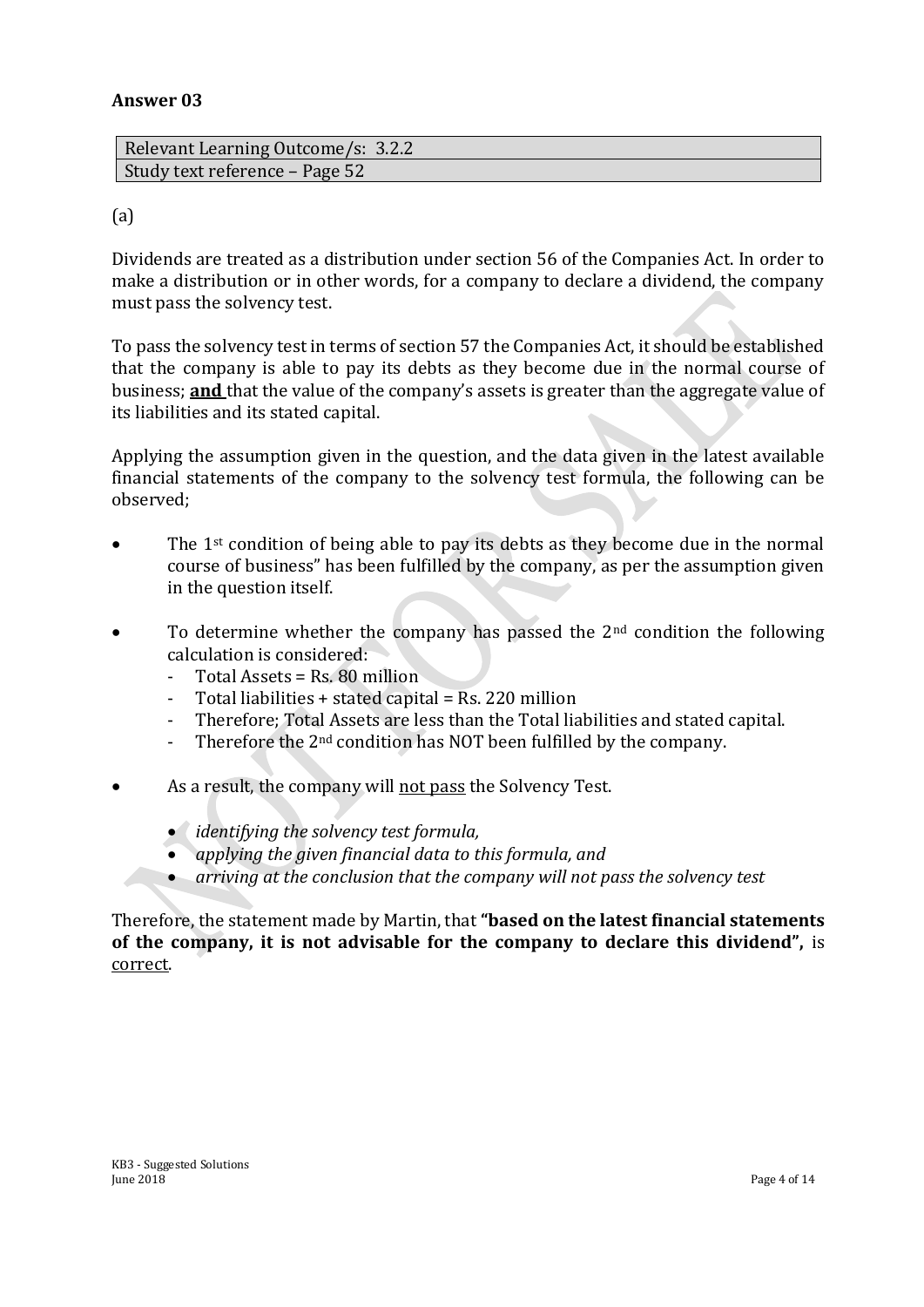**Answer 03**

| Relevant Learning Outcome/s: 3.2.2 |
| --- |
| Study text reference – Page 52 |

(a)

Dividends are treated as a distribution under section 56 of the Companies Act. In order to make a distribution or in other words, for a company to declare a dividend, the company must pass the solvency test.

To pass the solvency test in terms of section 57 the Companies Act, it should be established that the company is able to pay its debts as they become due in the normal course of business; **<u>and</u>** that the value of the company's assets is greater than the aggregate value of its liabilities and its stated capital.

Applying the assumption given in the question, and the data given in the latest available financial statements of the company to the solvency test formula, the following can be observed;

- The 1st condition of being able to pay its debts as they become due in the normal course of business" has been fulfilled by the company, as per the assumption given in the question itself.
- To determine whether the company has passed the 2nd condition the following calculation is considered:
  - Total Assets = Rs. 80 million
  - Total liabilities + stated capital = Rs. 220 million
  - Therefore; Total Assets are less than the Total liabilities and stated capital.
  - Therefore the 2nd condition has NOT been fulfilled by the company.
- As a result, the company will <u>not pass</u> the Solvency Test.
  - *identifying the solvency test formula,*
  - *applying the given financial data to this formula, and*
  - *arriving at the conclusion that the company will not pass the solvency test*

Therefore, the statement made by Martin, that **"based on the latest financial statements of the company, it is not advisable for the company to declare this dividend",** is <u>correct</u>.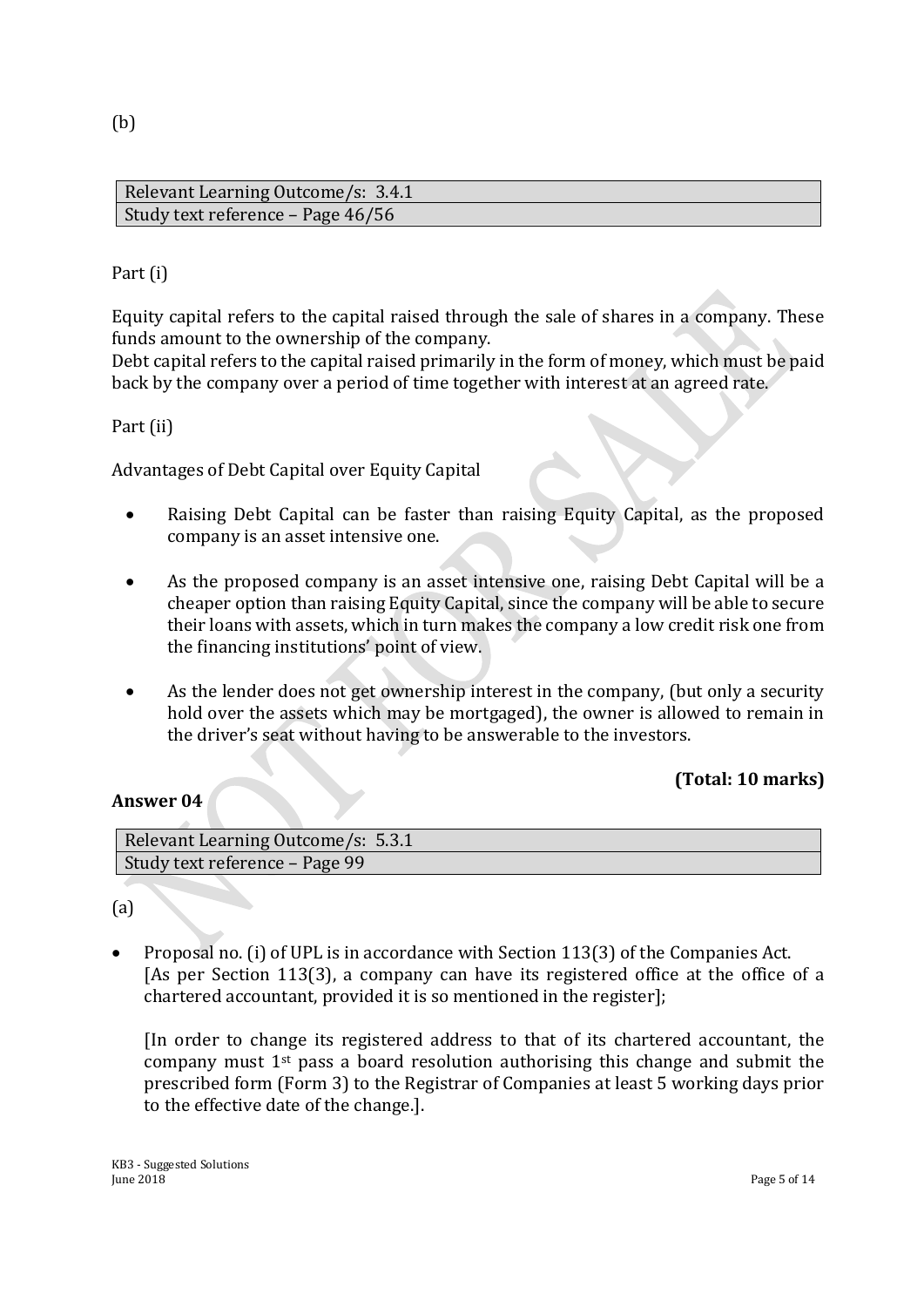(b)

| Relevant Learning Outcome/s: 3.4.1 |
|---|
| Study text reference – Page 46/56 |

Part (i)

Equity capital refers to the capital raised through the sale of shares in a company. These funds amount to the ownership of the company.
Debt capital refers to the capital raised primarily in the form of money, which must be paid back by the company over a period of time together with interest at an agreed rate.

Part (ii)

Advantages of Debt Capital over Equity Capital

- Raising Debt Capital can be faster than raising Equity Capital, as the proposed company is an asset intensive one.

- As the proposed company is an asset intensive one, raising Debt Capital will be a cheaper option than raising Equity Capital, since the company will be able to secure their loans with assets, which in turn makes the company a low credit risk one from the financing institutions' point of view.

- As the lender does not get ownership interest in the company, (but only a security hold over the assets which may be mortgaged), the owner is allowed to remain in the driver's seat without having to be answerable to the investors.

**(Total: 10 marks)**

**Answer 04**

| Relevant Learning Outcome/s: 5.3.1 |
|---|
| Study text reference – Page 99 |

(a)

- Proposal no. (i) of UPL is in accordance with Section 113(3) of the Companies Act. [As per Section 113(3), a company can have its registered office at the office of a chartered accountant, provided it is so mentioned in the register];

  [In order to change its registered address to that of its chartered accountant, the company must 1st pass a board resolution authorising this change and submit the prescribed form (Form 3) to the Registrar of Companies at least 5 working days prior to the effective date of the change.].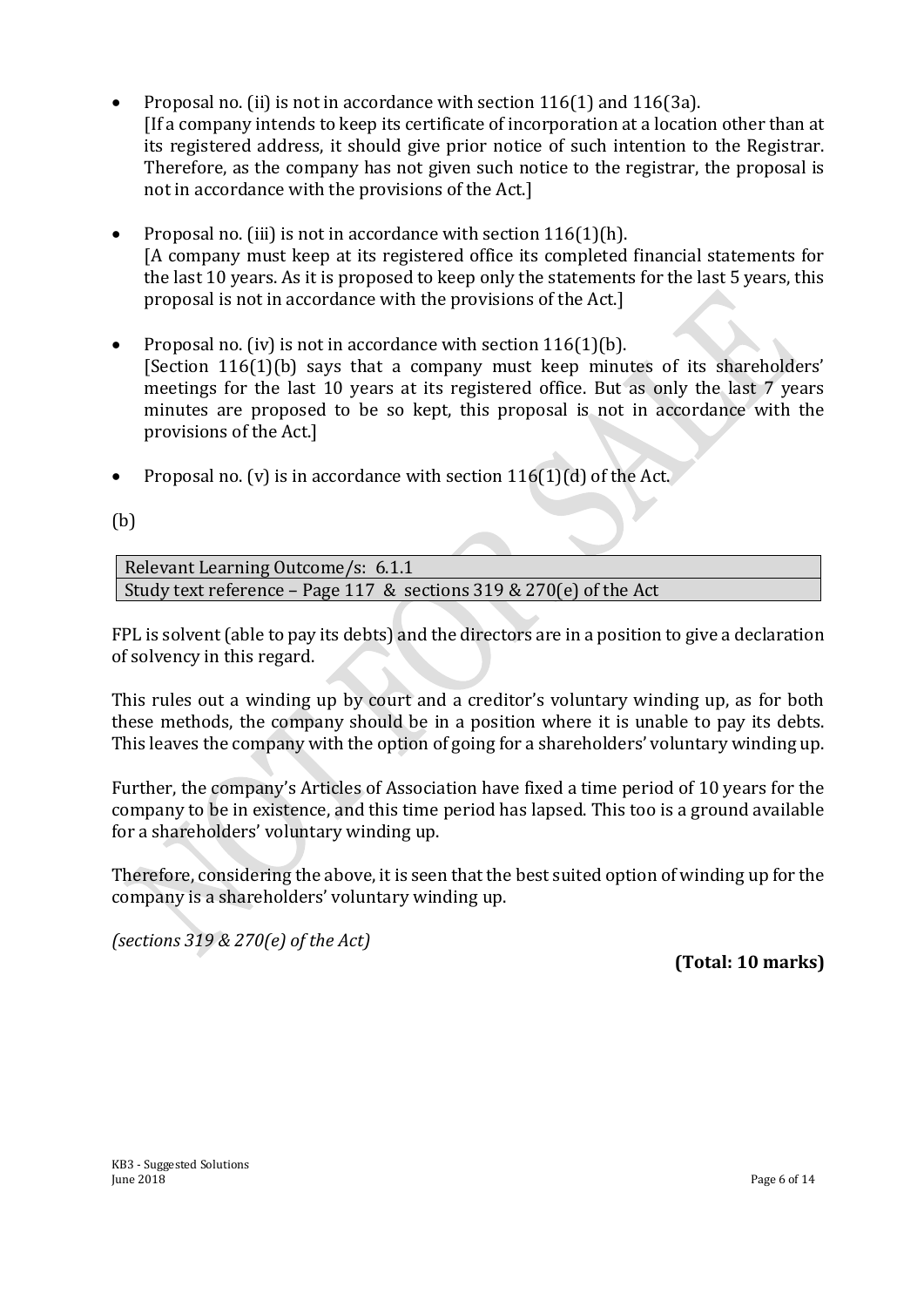- Proposal no. (ii) is not in accordance with section 116(1) and 116(3a).
  [If a company intends to keep its certificate of incorporation at a location other than at its registered address, it should give prior notice of such intention to the Registrar. Therefore, as the company has not given such notice to the registrar, the proposal is not in accordance with the provisions of the Act.]

- Proposal no. (iii) is not in accordance with section 116(1)(h).
  [A company must keep at its registered office its completed financial statements for the last 10 years. As it is proposed to keep only the statements for the last 5 years, this proposal is not in accordance with the provisions of the Act.]

- Proposal no. (iv) is not in accordance with section 116(1)(b).
  [Section 116(1)(b) says that a company must keep minutes of its shareholders' meetings for the last 10 years at its registered office. But as only the last 7 years minutes are proposed to be so kept, this proposal is not in accordance with the provisions of the Act.]

- Proposal no. (v) is in accordance with section 116(1)(d) of the Act.

(b)

| Relevant Learning Outcome/s: 6.1.1 |
|---|
| Study text reference – Page 117 & sections 319 & 270(e) of the Act |

FPL is solvent (able to pay its debts) and the directors are in a position to give a declaration of solvency in this regard.

This rules out a winding up by court and a creditor's voluntary winding up, as for both these methods, the company should be in a position where it is unable to pay its debts. This leaves the company with the option of going for a shareholders' voluntary winding up.

Further, the company's Articles of Association have fixed a time period of 10 years for the company to be in existence, and this time period has lapsed. This too is a ground available for a shareholders' voluntary winding up.

Therefore, considering the above, it is seen that the best suited option of winding up for the company is a shareholders' voluntary winding up.

*(sections 319 & 270(e) of the Act)*

**(Total: 10 marks)**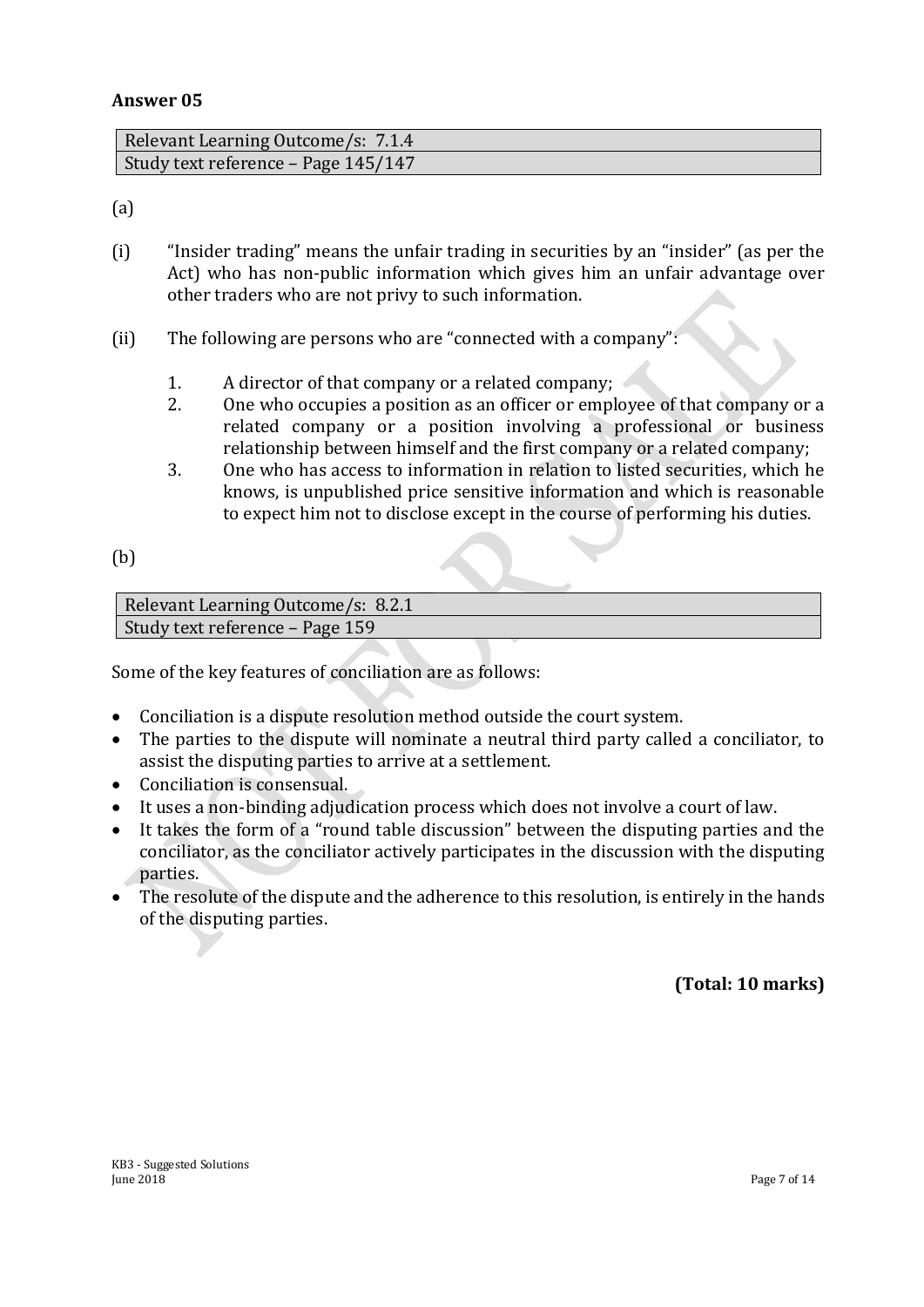**Answer 05**

| Relevant Learning Outcome/s: 7.1.4 |
|---|
| Study text reference – Page 145/147 |

(a)

(i) "Insider trading" means the unfair trading in securities by an "insider" (as per the Act) who has non-public information which gives him an unfair advantage over other traders who are not privy to such information.

(ii) The following are persons who are "connected with a company":

1. A director of that company or a related company;
2. One who occupies a position as an officer or employee of that company or a related company or a position involving a professional or business relationship between himself and the first company or a related company;
3. One who has access to information in relation to listed securities, which he knows, is unpublished price sensitive information and which is reasonable to expect him not to disclose except in the course of performing his duties.

(b)

| Relevant Learning Outcome/s: 8.2.1 |
|---|
| Study text reference – Page 159 |

Some of the key features of conciliation are as follows:

- Conciliation is a dispute resolution method outside the court system.
- The parties to the dispute will nominate a neutral third party called a conciliator, to assist the disputing parties to arrive at a settlement.
- Conciliation is consensual.
- It uses a non-binding adjudication process which does not involve a court of law.
- It takes the form of a "round table discussion" between the disputing parties and the conciliator, as the conciliator actively participates in the discussion with the disputing parties.
- The resolute of the dispute and the adherence to this resolution, is entirely in the hands of the disputing parties.

**(Total: 10 marks)**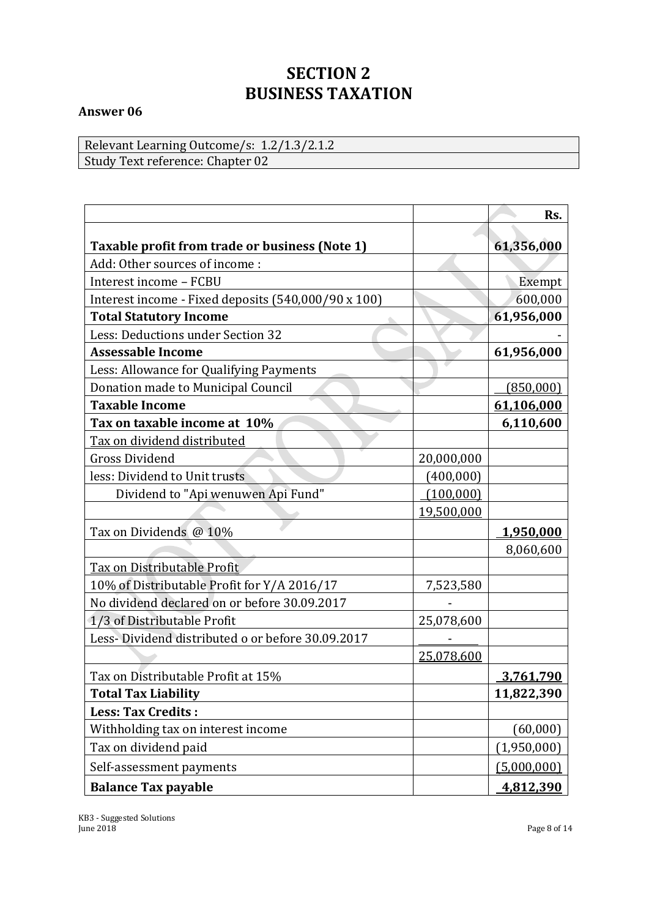# SECTION 2
# BUSINESS TAXATION

**Answer 06**

| Relevant Learning Outcome/s: 1.2/1.3/2.1.2 |
|---|
| Study Text reference: Chapter 02 |

| | | Rs. |
|---|---|---|
| **Taxable profit from trade or business (Note 1)** | | **61,356,000** |
| Add: Other sources of income : | | |
| Interest income – FCBU | | Exempt |
| Interest income - Fixed deposits (540,000/90 x 100) | | 600,000 |
| **Total Statutory Income** | | **61,956,000** |
| Less: Deductions under Section 32 | | - |
| **Assessable Income** | | **61,956,000** |
| Less: Allowance for Qualifying Payments | | |
| Donation made to Municipal Council | | (850,000) |
| **Taxable Income** | | **61,106,000** |
| **Tax on taxable income at 10%** | | **6,110,600** |
| Tax on dividend distributed | | |
| Gross Dividend | 20,000,000 | |
| less: Dividend to Unit trusts | (400,000) | |
| Dividend to "Api wenuwen Api Fund" | (100,000) | |
| | 19,500,000 | |
| Tax on Dividends @ 10% | | **1,950,000** |
| | | 8,060,600 |
| Tax on Distributable Profit | | |
| 10% of Distributable Profit for Y/A 2016/17 | 7,523,580 | |
| No dividend declared on or before 30.09.2017 | - | |
| 1/3 of Distributable Profit | 25,078,600 | |
| Less- Dividend distributed o or before 30.09.2017 | - | |
| | 25,078,600 | |
| Tax on Distributable Profit at 15% | | **3,761,790** |
| **Total Tax Liability** | | **11,822,390** |
| **Less: Tax Credits :** | | |
| Withholding tax on interest income | | (60,000) |
| Tax on dividend paid | | (1,950,000) |
| Self-assessment payments | | (5,000,000) |
| **Balance Tax payable** | | **4,812,390** |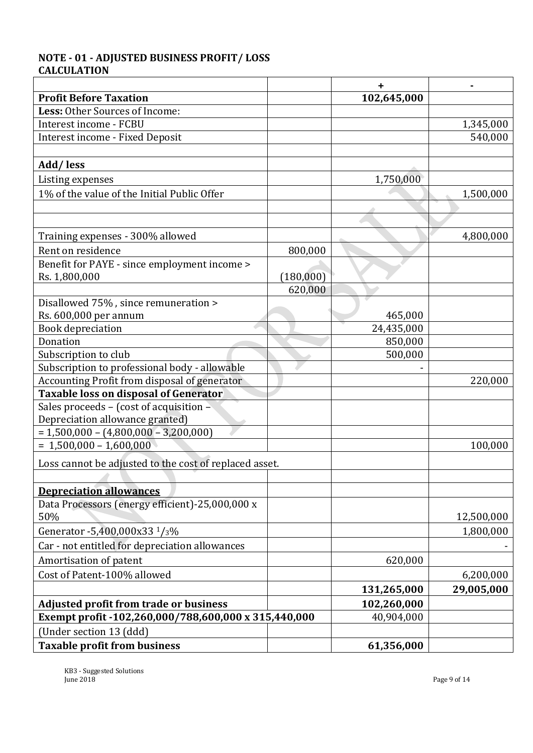## NOTE - 01 - ADJUSTED BUSINESS PROFIT/ LOSS CALCULATION

| | | + | - |
|---|---|---|---|
| **Profit Before Taxation** | | **102,645,000** | |
| **Less:** Other Sources of Income: | | | |
| Interest income - FCBU | | | 1,345,000 |
| Interest income - Fixed Deposit | | | 540,000 |
| | | | |
| **Add/ less** | | | |
| Listing expenses | | 1,750,000 | |
| 1% of the value of the Initial Public Offer | | | 1,500,000 |
| | | | |
| | | | |
| Training expenses - 300% allowed | | | 4,800,000 |
| Rent on residence | 800,000 | | |
| Benefit for PAYE - since employment income > Rs. 1,800,000 | (180,000) | | |
| | 620,000 | | |
| Disallowed 75% , since remuneration > Rs. 600,000 per annum | | 465,000 | |
| Book depreciation | | 24,435,000 | |
| Donation | | 850,000 | |
| Subscription to club | | 500,000 | |
| Subscription to professional body - allowable | | - | |
| Accounting Profit from disposal of generator | | | 220,000 |
| **Taxable loss on disposal of Generator** | | | |
| Sales proceeds – (cost of acquisition – Depreciation allowance granted) | | | |
| = 1,500,000 – (4,800,000 – 3,200,000) | | | |
| = 1,500,000 – 1,600,000 | | | 100,000 |
| Loss cannot be adjusted to the cost of replaced asset. | | | |
| | | | |
| **Depreciation allowances** | | | |
| Data Processors (energy efficient)-25,000,000 x 50% | | | 12,500,000 |
| Generator -5,400,000x33 $^{1}/_{3}$% | | | 1,800,000 |
| Car - not entitled for depreciation allowances | | | - |
| Amortisation of patent | | 620,000 | |
| Cost of Patent-100% allowed | | | 6,200,000 |
| | | **131,265,000** | **29,005,000** |
| **Adjusted profit from trade or business** | | **102,260,000** | |
| **Exempt profit -102,260,000/788,600,000 x 315,440,000** | | 40,904,000 | |
| (Under section 13 (ddd) | | | |
| **Taxable profit from business** | | **61,356,000** | |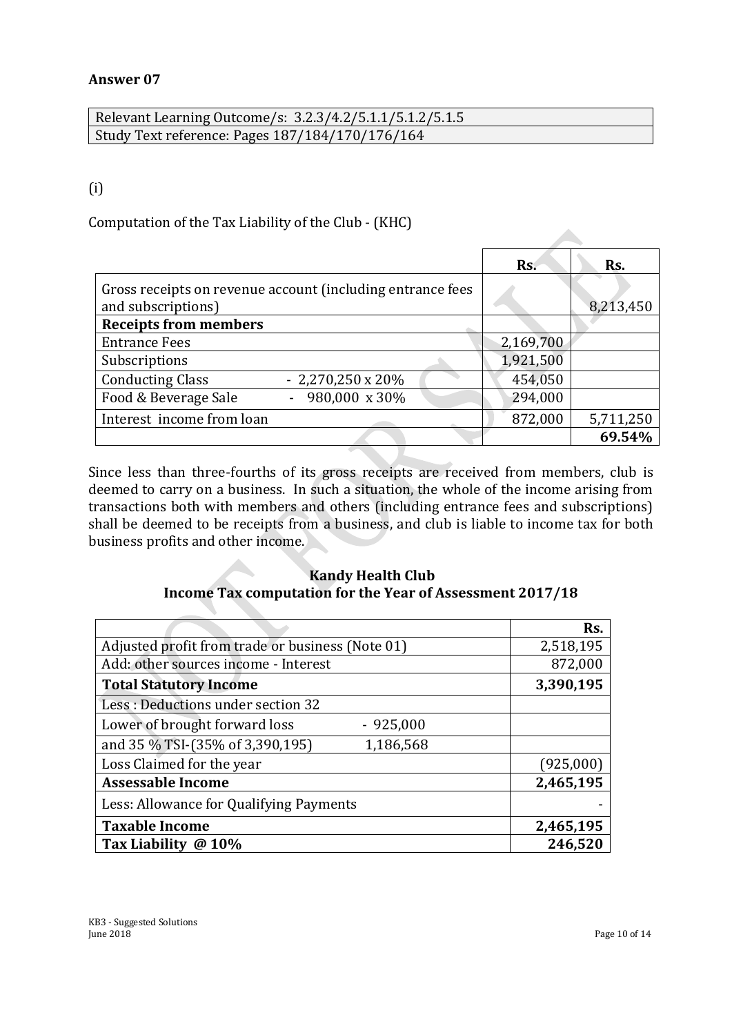**Answer 07**

| Relevant Learning Outcome/s: 3.2.3/4.2/5.1.1/5.1.2/5.1.5 |
|---|
| Study Text reference: Pages 187/184/170/176/164 |

(i)

Computation of the Tax Liability of the Club - (KHC)

| | | Rs. | Rs. |
|---|---|---|---|
| Gross receipts on revenue account (including entrance fees and subscriptions) | | | 8,213,450 |
| **Receipts from members** | | | |
| Entrance Fees | | 2,169,700 | |
| Subscriptions | | 1,921,500 | |
| Conducting Class | - 2,270,250 x 20% | 454,050 | |
| Food & Beverage Sale | - 980,000 x 30% | 294,000 | |
| Interest income from loan | | 872,000 | 5,711,250 |
| | | | **69.54%** |

Since less than three-fourths of its gross receipts are received from members, club is deemed to carry on a business. In such a situation, the whole of the income arising from transactions both with members and others (including entrance fees and subscriptions) shall be deemed to be receipts from a business, and club is liable to income tax for both business profits and other income.

**Kandy Health Club**
**Income Tax computation for the Year of Assessment 2017/18**

| | | Rs. |
|---|---|---|
| Adjusted profit from trade or business (Note 01) | | 2,518,195 |
| Add: other sources income - Interest | | 872,000 |
| **Total Statutory Income** | | **3,390,195** |
| Less : Deductions under section 32 | | |
| Lower of brought forward loss | - 925,000 | |
| and 35 % TSI-(35% of 3,390,195) | 1,186,568 | |
| Loss Claimed for the year | | (925,000) |
| **Assessable Income** | | **2,465,195** |
| Less: Allowance for Qualifying Payments | | - |
| **Taxable Income** | | **2,465,195** |
| **Tax Liability @ 10%** | | **246,520** |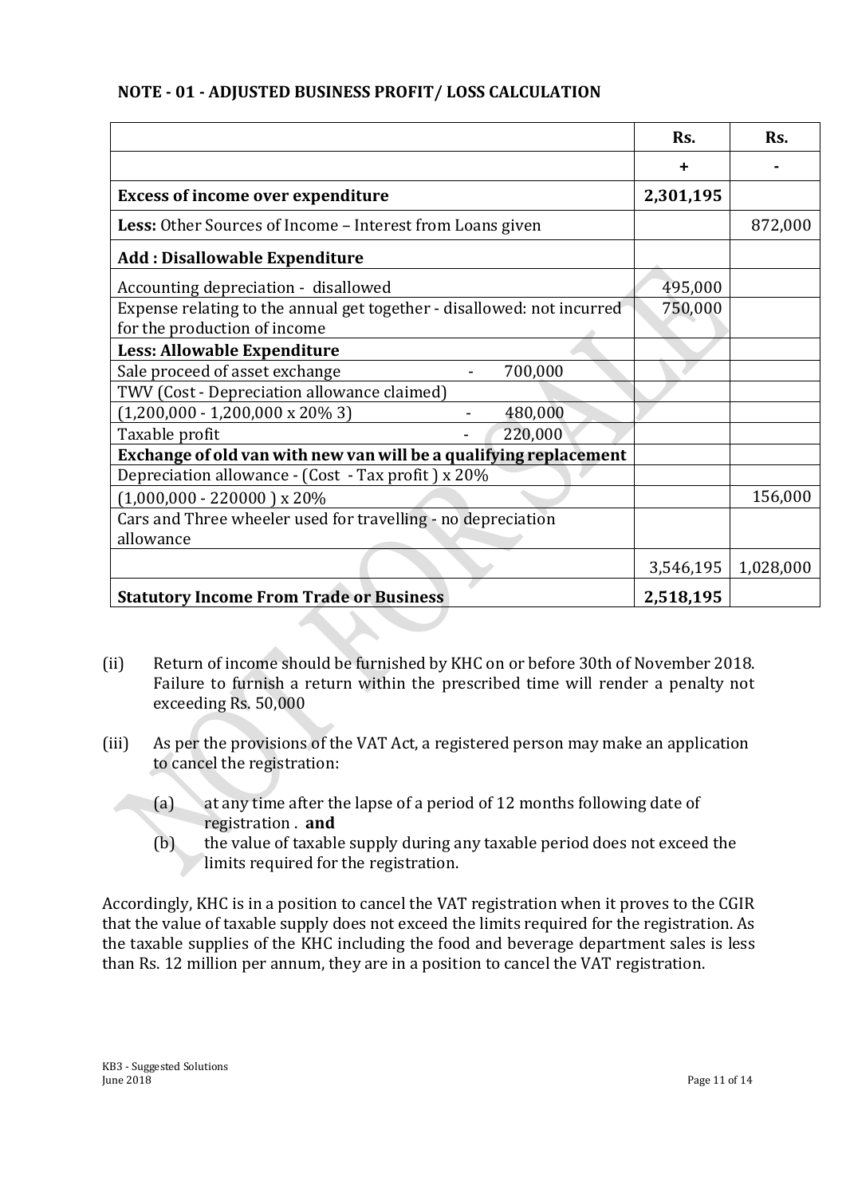**NOTE - 01 - ADJUSTED BUSINESS PROFIT/ LOSS CALCULATION**

| | Rs. | Rs. |
|---|---|---|
| | + | - |
| **Excess of income over expenditure** | **2,301,195** | |
| **Less:** Other Sources of Income – Interest from Loans given | | 872,000 |
| **Add : Disallowable Expenditure** | | |
| Accounting depreciation - disallowed | 495,000 | |
| Expense relating to the annual get together - disallowed: not incurred for the production of income | 750,000 | |
| **Less: Allowable Expenditure** | | |
| Sale proceed of asset exchange - 700,000 | | |
| TWV (Cost - Depreciation allowance claimed) | | |
| (1,200,000 - 1,200,000 x 20% 3) - 480,000 | | |
| Taxable profit - 220,000 | | |
| **Exchange of old van with new van will be a qualifying replacement** | | |
| Depreciation allowance - (Cost - Tax profit ) x 20% | | |
| (1,000,000 - 220000 ) x 20% | | 156,000 |
| Cars and Three wheeler used for travelling - no depreciation allowance | | |
| | 3,546,195 | 1,028,000 |
| **Statutory Income From Trade or Business** | **2,518,195** | |

(ii) Return of income should be furnished by KHC on or before 30th of November 2018. Failure to furnish a return within the prescribed time will render a penalty not exceeding Rs. 50,000

(iii) As per the provisions of the VAT Act, a registered person may make an application to cancel the registration:

(a) at any time after the lapse of a period of 12 months following date of registration . **and**

(b) the value of taxable supply during any taxable period does not exceed the limits required for the registration.

Accordingly, KHC is in a position to cancel the VAT registration when it proves to the CGIR that the value of taxable supply does not exceed the limits required for the registration. As the taxable supplies of the KHC including the food and beverage department sales is less than Rs. 12 million per annum, they are in a position to cancel the VAT registration.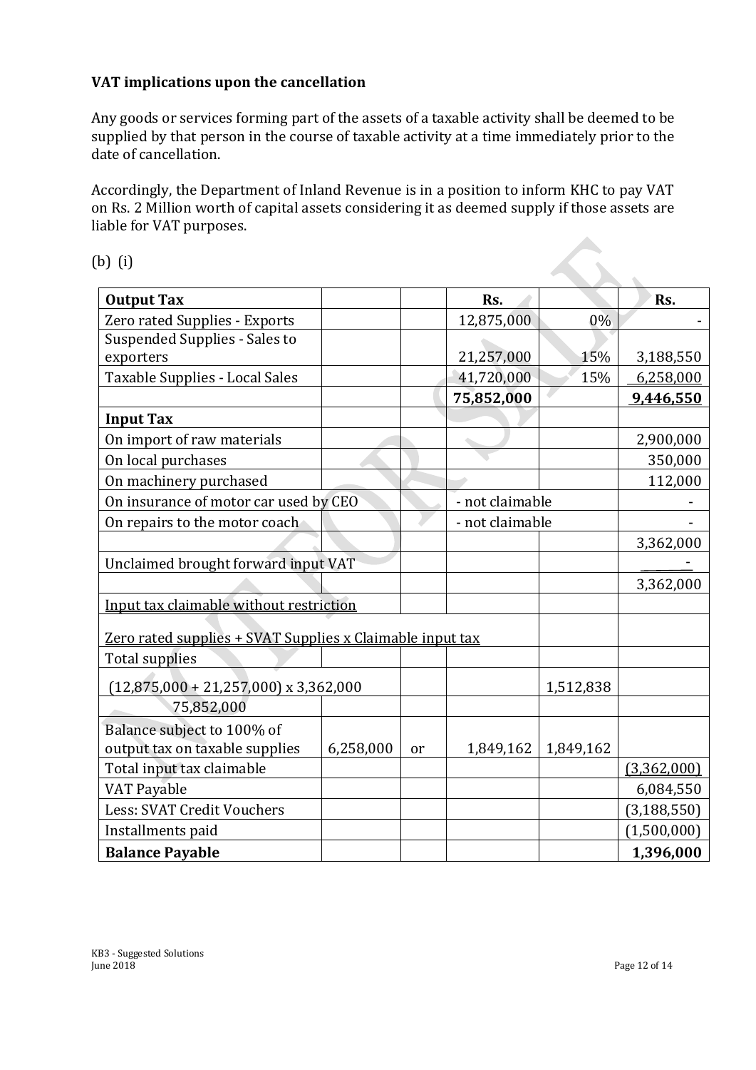**VAT implications upon the cancellation**

Any goods or services forming part of the assets of a taxable activity shall be deemed to be supplied by that person in the course of taxable activity at a time immediately prior to the date of cancellation.

Accordingly, the Department of Inland Revenue is in a position to inform KHC to pay VAT on Rs. 2 Million worth of capital assets considering it as deemed supply if those assets are liable for VAT purposes.

(b) (i)

| **Output Tax** | | | **Rs.** | | **Rs.** |
|---|---|---|---|---|---|
| Zero rated Supplies - Exports | | | 12,875,000 | 0% | - |
| Suspended Supplies - Sales to exporters | | | 21,257,000 | 15% | 3,188,550 |
| Taxable Supplies - Local Sales | | | 41,720,000 | 15% | 6,258,000 |
| | | | **75,852,000** | | **9,446,550** |
| **Input Tax** | | | | | |
| On import of raw materials | | | | | 2,900,000 |
| On local purchases | | | | | 350,000 |
| On machinery purchased | | | | | 112,000 |
| On insurance of motor car used by CEO | | | - not claimable | | - |
| On repairs to the motor coach | | | - not claimable | | - |
| | | | | | 3,362,000 |
| Unclaimed brought forward input VAT | | | | | - |
| | | | | | 3,362,000 |
| Input tax claimable without restriction | | | | | |
| Zero rated supplies + SVAT Supplies x Claimable input tax | | | | | |
| Total supplies | | | | | |
| (12,875,000 + 21,257,000) x 3,362,000 | | | | 1,512,838 | |
| 75,852,000 | | | | | |
| Balance subject to 100% of output tax on taxable supplies | 6,258,000 | or | 1,849,162 | 1,849,162 | |
| Total input tax claimable | | | | | (3,362,000) |
| VAT Payable | | | | | 6,084,550 |
| Less: SVAT Credit Vouchers | | | | | (3,188,550) |
| Installments paid | | | | | (1,500,000) |
| **Balance Payable** | | | | | **1,396,000** |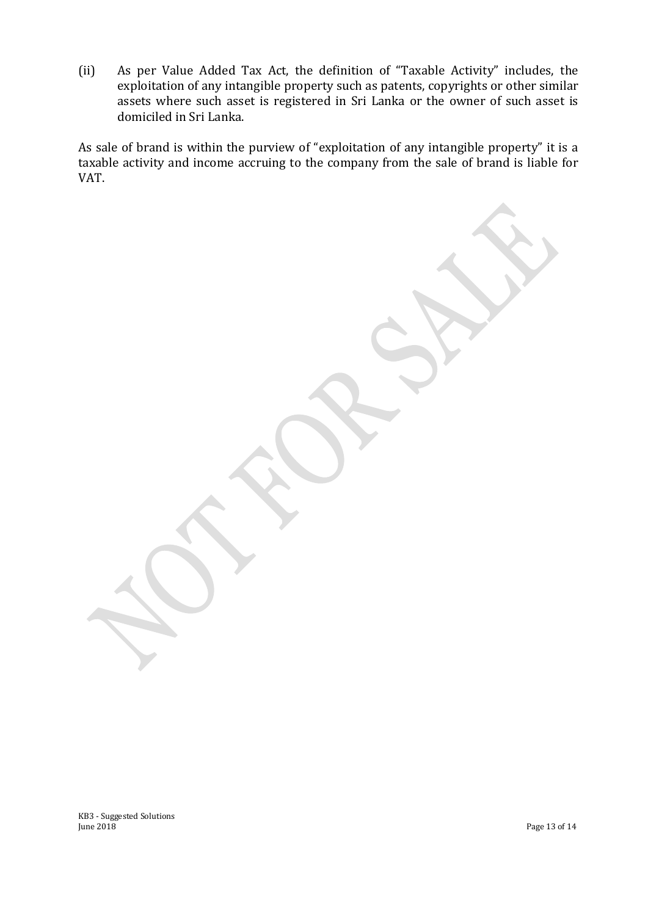(ii) As per Value Added Tax Act, the definition of "Taxable Activity" includes, the exploitation of any intangible property such as patents, copyrights or other similar assets where such asset is registered in Sri Lanka or the owner of such asset is domiciled in Sri Lanka.

As sale of brand is within the purview of "exploitation of any intangible property" it is a taxable activity and income accruing to the company from the sale of brand is liable for VAT.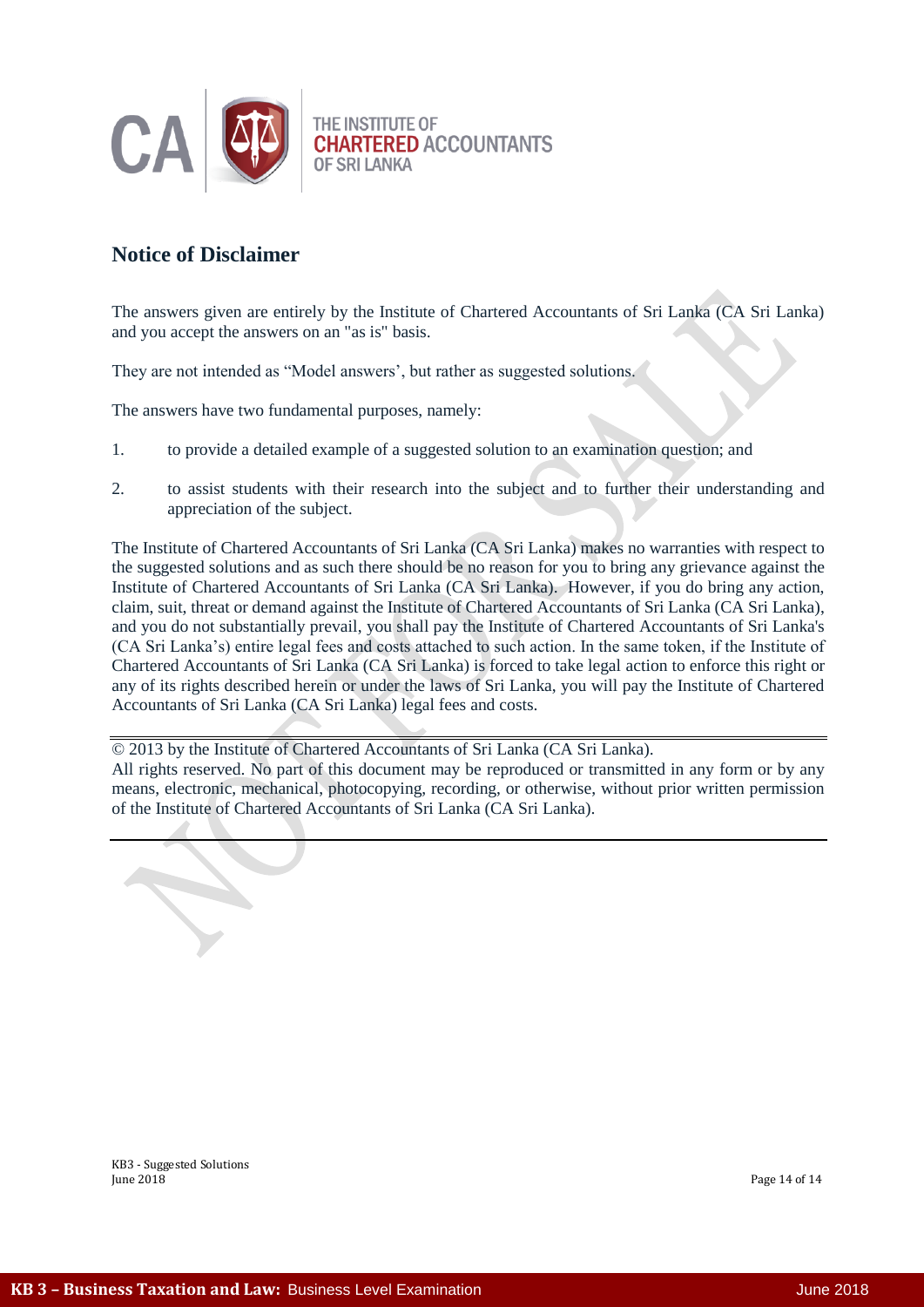## Notice of Disclaimer

The answers given are entirely by the Institute of Chartered Accountants of Sri Lanka (CA Sri Lanka) and you accept the answers on an "as is" basis.

They are not intended as "Model answers', but rather as suggested solutions.

The answers have two fundamental purposes, namely:

1. to provide a detailed example of a suggested solution to an examination question; and
2. to assist students with their research into the subject and to further their understanding and appreciation of the subject.

The Institute of Chartered Accountants of Sri Lanka (CA Sri Lanka) makes no warranties with respect to the suggested solutions and as such there should be no reason for you to bring any grievance against the Institute of Chartered Accountants of Sri Lanka (CA Sri Lanka). However, if you do bring any action, claim, suit, threat or demand against the Institute of Chartered Accountants of Sri Lanka (CA Sri Lanka), and you do not substantially prevail, you shall pay the Institute of Chartered Accountants of Sri Lanka's (CA Sri Lanka's) entire legal fees and costs attached to such action. In the same token, if the Institute of Chartered Accountants of Sri Lanka (CA Sri Lanka) is forced to take legal action to enforce this right or any of its rights described herein or under the laws of Sri Lanka, you will pay the Institute of Chartered Accountants of Sri Lanka (CA Sri Lanka) legal fees and costs.

---

© 2013 by the Institute of Chartered Accountants of Sri Lanka (CA Sri Lanka).
All rights reserved. No part of this document may be reproduced or transmitted in any form or by any means, electronic, mechanical, photocopying, recording, or otherwise, without prior written permission of the Institute of Chartered Accountants of Sri Lanka (CA Sri Lanka).

---